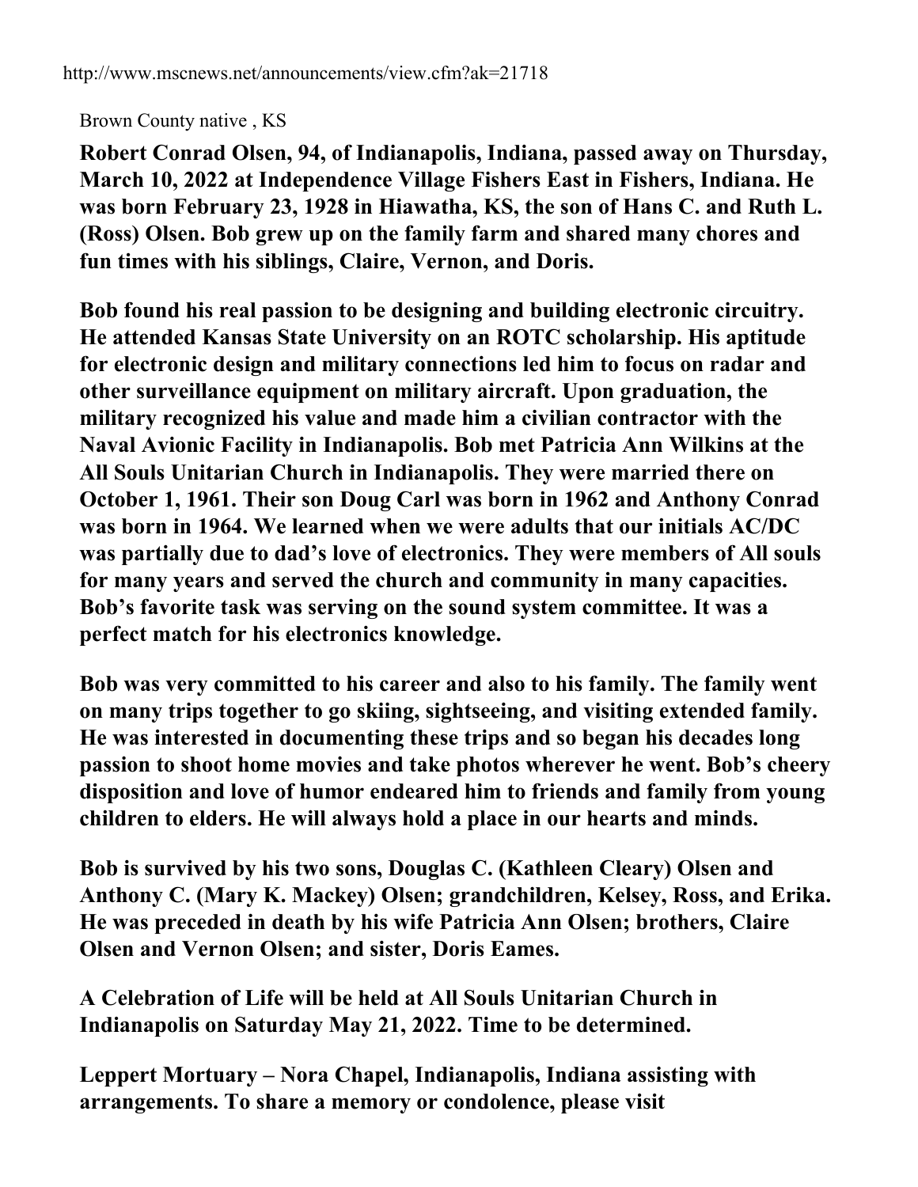http://www.mscnews.net/announcements/view.cfm?ak=21718

Brown County native , KS

**Robert Conrad Olsen, 94, of Indianapolis, Indiana, passed away on Thursday, March 10, 2022 at Independence Village Fishers East in Fishers, Indiana. He was born February 23, 1928 in Hiawatha, KS, the son of Hans C. and Ruth L. (Ross) Olsen. Bob grew up on the family farm and shared many chores and fun times with his siblings, Claire, Vernon, and Doris.**

**Bob found his real passion to be designing and building electronic circuitry. He attended Kansas State University on an ROTC scholarship. His aptitude for electronic design and military connections led him to focus on radar and other surveillance equipment on military aircraft. Upon graduation, the military recognized his value and made him a civilian contractor with the Naval Avionic Facility in Indianapolis. Bob met Patricia Ann Wilkins at the All Souls Unitarian Church in Indianapolis. They were married there on October 1, 1961. Their son Doug Carl was born in 1962 and Anthony Conrad was born in 1964. We learned when we were adults that our initials AC/DC was partially due to dad's love of electronics. They were members of All souls for many years and served the church and community in many capacities. Bob's favorite task was serving on the sound system committee. It was a perfect match for his electronics knowledge.**

**Bob was very committed to his career and also to his family. The family went on many trips together to go skiing, sightseeing, and visiting extended family. He was interested in documenting these trips and so began his decades long passion to shoot home movies and take photos wherever he went. Bob's cheery disposition and love of humor endeared him to friends and family from young children to elders. He will always hold a place in our hearts and minds.**

**Bob is survived by his two sons, Douglas C. (Kathleen Cleary) Olsen and Anthony C. (Mary K. Mackey) Olsen; grandchildren, Kelsey, Ross, and Erika. He was preceded in death by his wife Patricia Ann Olsen; brothers, Claire Olsen and Vernon Olsen; and sister, Doris Eames.**

**A Celebration of Life will be held at All Souls Unitarian Church in Indianapolis on Saturday May 21, 2022. Time to be determined.**

**Leppert Mortuary – Nora Chapel, Indianapolis, Indiana assisting with arrangements. To share a memory or condolence, please visit**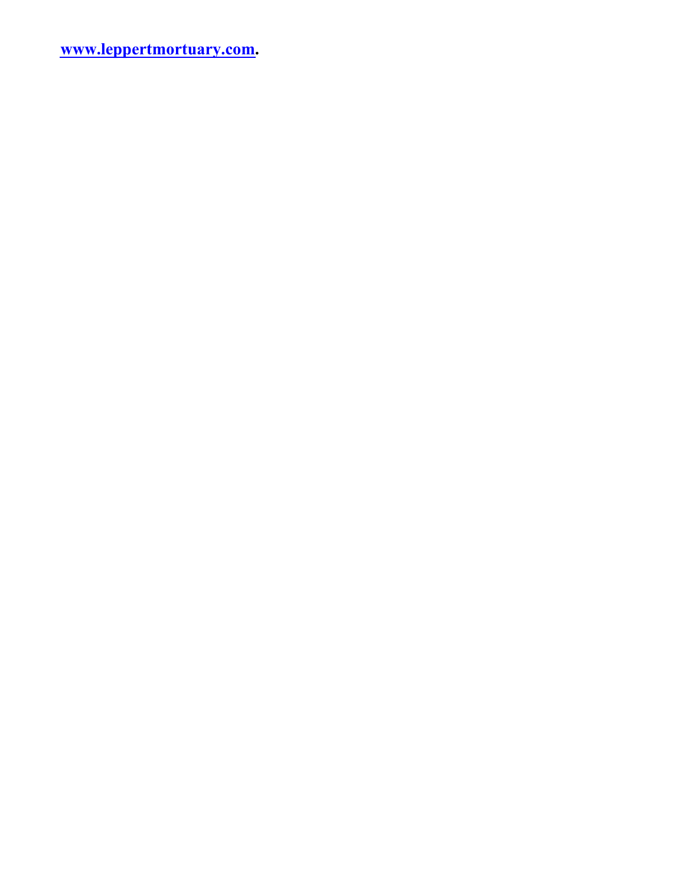**[www.leppertmortuary.com](http://www.leppertmortuary.com).**